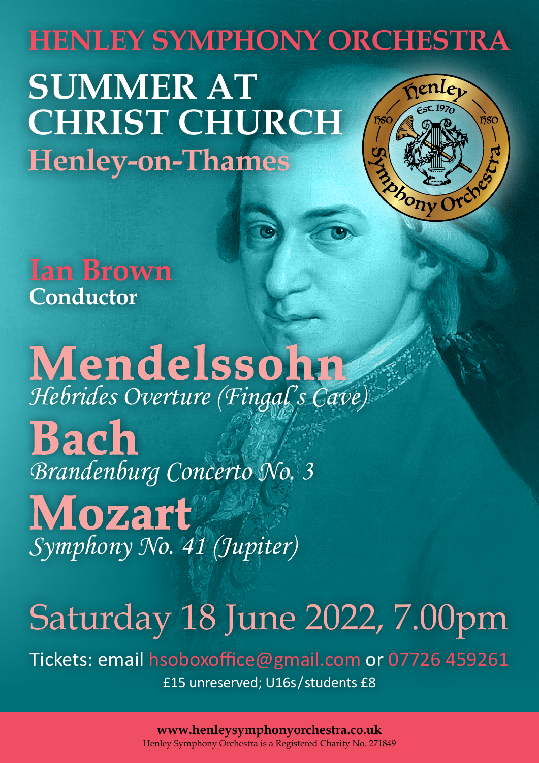# HENLEY SYMPHONY ORCHESTRA

## SUMMER AT CHRIST CHURCH

### Henley-on-Thames

**Ian Brown**
**Conductor**

## Mendelssohn
*Hebrides Overture (Fingal's Cave)*

## Bach
*Brandenburg Concerto No. 3*

## Mozart
*Symphony No. 41 (Jupiter)*

## Saturday 18 June 2022, 7.00pm

Tickets: email hsoboxoffice@gmail.com or 07726 459261

£15 unreserved; U16s/students £8

**www.henleysymphonyorchestra.co.uk**

Henley Symphony Orchestra is a Registered Charity No. 271849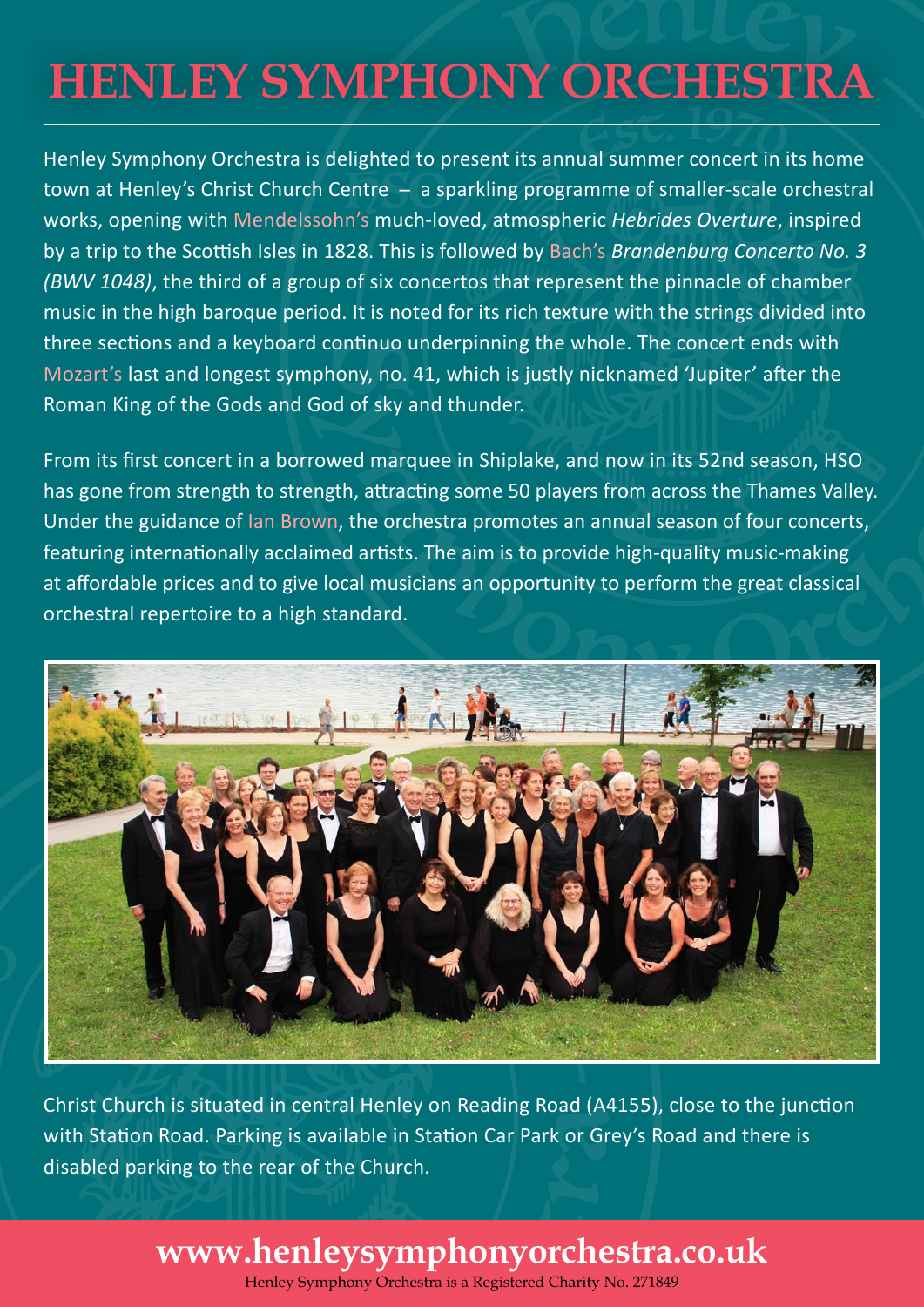# HENLEY SYMPHONY ORCHESTRA

Henley Symphony Orchestra is delighted to present its annual summer concert in its home town at Henley's Christ Church Centre – a sparkling programme of smaller-scale orchestral works, opening with Mendelssohn's much-loved, atmospheric *Hebrides Overture*, inspired by a trip to the Scottish Isles in 1828. This is followed by Bach's *Brandenburg Concerto No. 3 (BWV 1048)*, the third of a group of six concertos that represent the pinnacle of chamber music in the high baroque period. It is noted for its rich texture with the strings divided into three sections and a keyboard continuo underpinning the whole. The concert ends with Mozart's last and longest symphony, no. 41, which is justly nicknamed 'Jupiter' after the Roman King of the Gods and God of sky and thunder.

From its first concert in a borrowed marquee in Shiplake, and now in its 52nd season, HSO has gone from strength to strength, attracting some 50 players from across the Thames Valley. Under the guidance of Ian Brown, the orchestra promotes an annual season of four concerts, featuring internationally acclaimed artists. The aim is to provide high-quality music-making at affordable prices and to give local musicians an opportunity to perform the great classical orchestral repertoire to a high standard.

Christ Church is situated in central Henley on Reading Road (A4155), close to the junction with Station Road. Parking is available in Station Car Park or Grey's Road and there is disabled parking to the rear of the Church.

**www.henleysymphonyorchestra.co.uk**

Henley Symphony Orchestra is a Registered Charity No. 271849